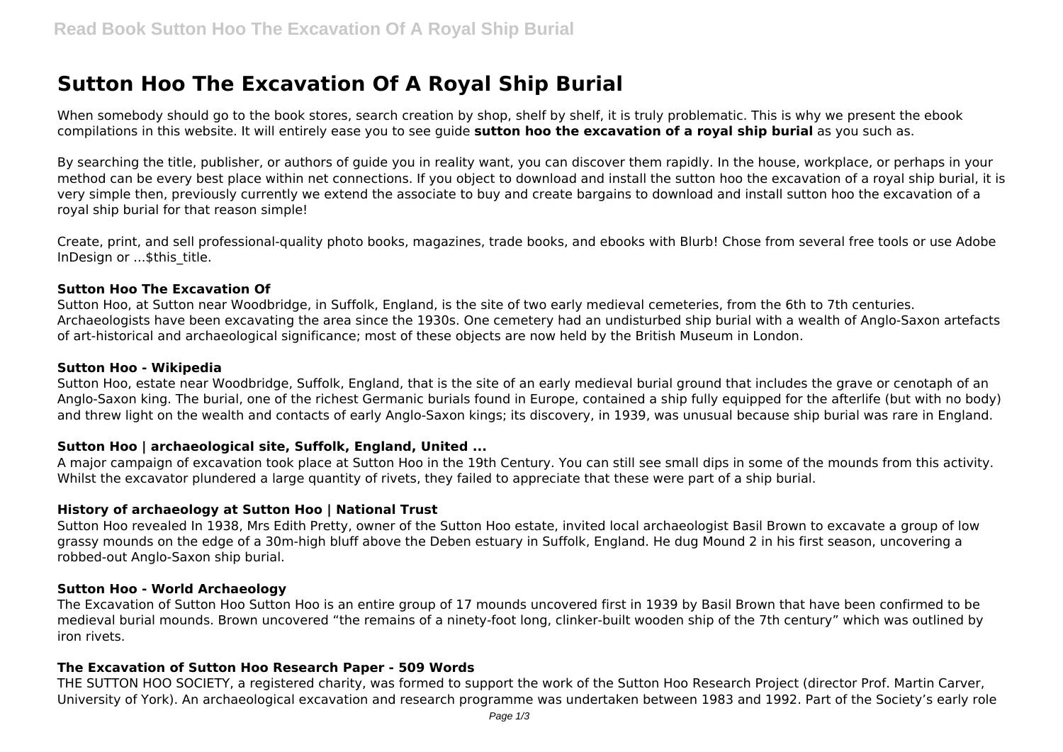# Sutton Hoo The Excavation Of A Royal Ship Burial

When somebody should go to the book stores, search creation by shop, shelf by shelf, it is truly problematic. This is why we present the ebook compilations in this website. It will entirely ease you to see guide **sutton hoo the excavation of a royal ship burial** as you such as.

By searching the title, publisher, or authors of guide you in reality want, you can discover them rapidly. In the house, workplace, or perhaps in your method can be every best place within net connections. If you object to download and install the sutton hoo the excavation of a royal ship burial, it is very simple then, previously currently we extend the associate to buy and create bargains to download and install sutton hoo the excavation of a royal ship burial for that reason simple!

Create, print, and sell professional-quality photo books, magazines, trade books, and ebooks with Blurb! Chose from several free tools or use Adobe InDesign or ...$this_title.

### Sutton Hoo The Excavation Of

Sutton Hoo, at Sutton near Woodbridge, in Suffolk, England, is the site of two early medieval cemeteries, from the 6th to 7th centuries. Archaeologists have been excavating the area since the 1930s. One cemetery had an undisturbed ship burial with a wealth of Anglo-Saxon artefacts of art-historical and archaeological significance; most of these objects are now held by the British Museum in London.

### Sutton Hoo - Wikipedia

Sutton Hoo, estate near Woodbridge, Suffolk, England, that is the site of an early medieval burial ground that includes the grave or cenotaph of an Anglo-Saxon king. The burial, one of the richest Germanic burials found in Europe, contained a ship fully equipped for the afterlife (but with no body) and threw light on the wealth and contacts of early Anglo-Saxon kings; its discovery, in 1939, was unusual because ship burial was rare in England.

### Sutton Hoo | archaeological site, Suffolk, England, United ...

A major campaign of excavation took place at Sutton Hoo in the 19th Century. You can still see small dips in some of the mounds from this activity. Whilst the excavator plundered a large quantity of rivets, they failed to appreciate that these were part of a ship burial.

### History of archaeology at Sutton Hoo | National Trust

Sutton Hoo revealed In 1938, Mrs Edith Pretty, owner of the Sutton Hoo estate, invited local archaeologist Basil Brown to excavate a group of low grassy mounds on the edge of a 30m-high bluff above the Deben estuary in Suffolk, England. He dug Mound 2 in his first season, uncovering a robbed-out Anglo-Saxon ship burial.

### Sutton Hoo - World Archaeology

The Excavation of Sutton Hoo Sutton Hoo is an entire group of 17 mounds uncovered first in 1939 by Basil Brown that have been confirmed to be medieval burial mounds. Brown uncovered "the remains of a ninety-foot long, clinker-built wooden ship of the 7th century" which was outlined by iron rivets.

### The Excavation of Sutton Hoo Research Paper - 509 Words

THE SUTTON HOO SOCIETY, a registered charity, was formed to support the work of the Sutton Hoo Research Project (director Prof. Martin Carver, University of York). An archaeological excavation and research programme was undertaken between 1983 and 1992. Part of the Society's early role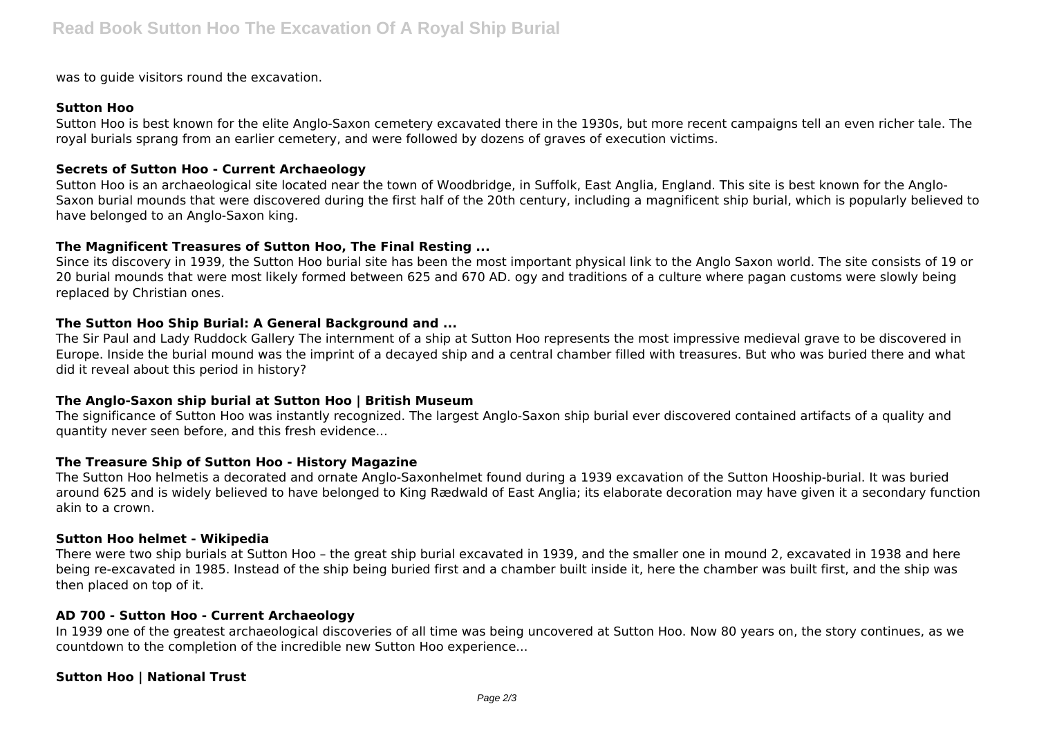was to guide visitors round the excavation.

**Sutton Hoo**

Sutton Hoo is best known for the elite Anglo-Saxon cemetery excavated there in the 1930s, but more recent campaigns tell an even richer tale. The royal burials sprang from an earlier cemetery, and were followed by dozens of graves of execution victims.

**Secrets of Sutton Hoo - Current Archaeology**

Sutton Hoo is an archaeological site located near the town of Woodbridge, in Suffolk, East Anglia, England. This site is best known for the Anglo-Saxon burial mounds that were discovered during the first half of the 20th century, including a magnificent ship burial, which is popularly believed to have belonged to an Anglo-Saxon king.

**The Magnificent Treasures of Sutton Hoo, The Final Resting ...**

Since its discovery in 1939, the Sutton Hoo burial site has been the most important physical link to the Anglo Saxon world. The site consists of 19 or 20 burial mounds that were most likely formed between 625 and 670 AD. ogy and traditions of a culture where pagan customs were slowly being replaced by Christian ones.

**The Sutton Hoo Ship Burial: A General Background and ...**

The Sir Paul and Lady Ruddock Gallery The internment of a ship at Sutton Hoo represents the most impressive medieval grave to be discovered in Europe. Inside the burial mound was the imprint of a decayed ship and a central chamber filled with treasures. But who was buried there and what did it reveal about this period in history?

**The Anglo-Saxon ship burial at Sutton Hoo | British Museum**

The significance of Sutton Hoo was instantly recognized. The largest Anglo-Saxon ship burial ever discovered contained artifacts of a quality and quantity never seen before, and this fresh evidence...

**The Treasure Ship of Sutton Hoo - History Magazine**

The Sutton Hoo helmetis a decorated and ornate Anglo-Saxonhelmet found during a 1939 excavation of the Sutton Hooship-burial. It was buried around 625 and is widely believed to have belonged to King Rædwald of East Anglia; its elaborate decoration may have given it a secondary function akin to a crown.

**Sutton Hoo helmet - Wikipedia**

There were two ship burials at Sutton Hoo – the great ship burial excavated in 1939, and the smaller one in mound 2, excavated in 1938 and here being re-excavated in 1985. Instead of the ship being buried first and a chamber built inside it, here the chamber was built first, and the ship was then placed on top of it.

**AD 700 - Sutton Hoo - Current Archaeology**

In 1939 one of the greatest archaeological discoveries of all time was being uncovered at Sutton Hoo. Now 80 years on, the story continues, as we countdown to the completion of the incredible new Sutton Hoo experience...

**Sutton Hoo | National Trust**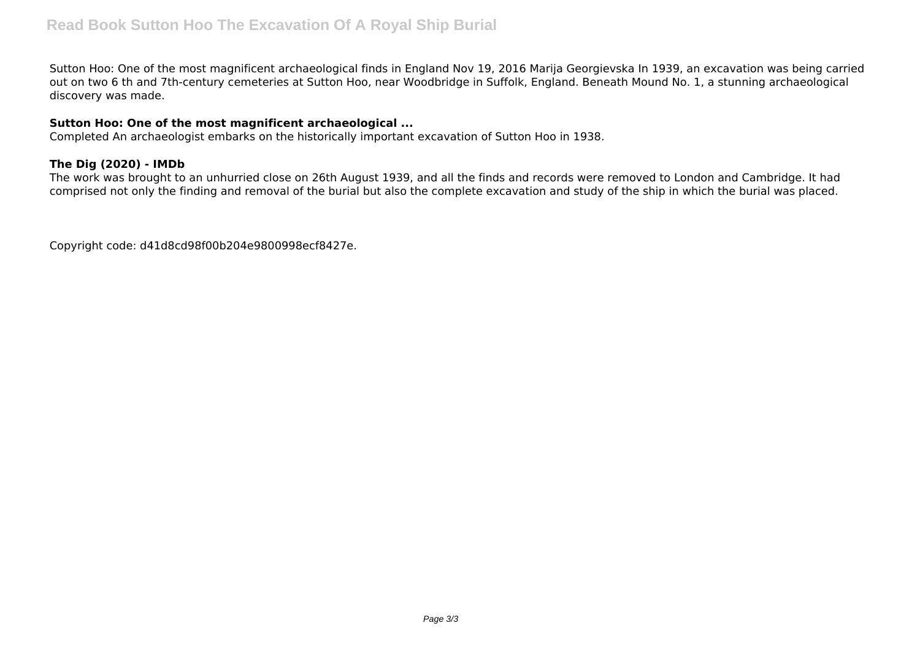Sutton Hoo: One of the most magnificent archaeological finds in England Nov 19, 2016 Marija Georgievska In 1939, an excavation was being carried out on two 6 th and 7th-century cemeteries at Sutton Hoo, near Woodbridge in Suffolk, England. Beneath Mound No. 1, a stunning archaeological discovery was made.

**Sutton Hoo: One of the most magnificent archaeological ...**

Completed An archaeologist embarks on the historically important excavation of Sutton Hoo in 1938.

**The Dig (2020) - IMDb**

The work was brought to an unhurried close on 26th August 1939, and all the finds and records were removed to London and Cambridge. It had comprised not only the finding and removal of the burial but also the complete excavation and study of the ship in which the burial was placed.

Copyright code: d41d8cd98f00b204e9800998ecf8427e.